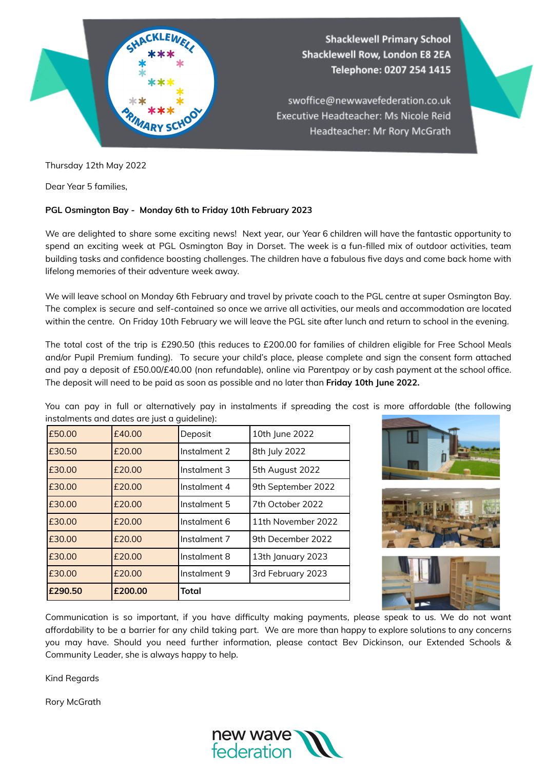Shacklewell Primary School
Shacklewell Row, London E8 2EA
Telephone: 0207 254 1415

swoffice@newwavefederation.co.uk
Executive Headteacher: Ms Nicole Reid
Headteacher: Mr Rory McGrath

Thursday 12th May 2022

Dear Year 5 families,

**PGL Osmington Bay - Monday 6th to Friday 10th February 2023**

We are delighted to share some exciting news! Next year, our Year 6 children will have the fantastic opportunity to spend an exciting week at PGL Osmington Bay in Dorset. The week is a fun-filled mix of outdoor activities, team building tasks and confidence boosting challenges. The children have a fabulous five days and come back home with lifelong memories of their adventure week away.

We will leave school on Monday 6th February and travel by private coach to the PGL centre at super Osmington Bay. The complex is secure and self-contained so once we arrive all activities, our meals and accommodation are located within the centre. On Friday 10th February we will leave the PGL site after lunch and return to school in the evening.

The total cost of the trip is £290.50 (this reduces to £200.00 for families of children eligible for Free School Meals and/or Pupil Premium funding). To secure your child's place, please complete and sign the consent form attached and pay a deposit of £50.00/£40.00 (non refundable), online via Parentpay or by cash payment at the school office. The deposit will need to be paid as soon as possible and no later than **Friday 10th June 2022.**

You can pay in full or alternatively pay in instalments if spreading the cost is more affordable (the following instalments and dates are just a guideline):

| | | | |
|---|---|---|---|
| £50.00 | £40.00 | Deposit | 10th June 2022 |
| £30.50 | £20.00 | Instalment 2 | 8th July 2022 |
| £30.00 | £20.00 | Instalment 3 | 5th August 2022 |
| £30.00 | £20.00 | Instalment 4 | 9th September 2022 |
| £30.00 | £20.00 | Instalment 5 | 7th October 2022 |
| £30.00 | £20.00 | Instalment 6 | 11th November 2022 |
| £30.00 | £20.00 | Instalment 7 | 9th December 2022 |
| £30.00 | £20.00 | Instalment 8 | 13th January 2023 |
| £30.00 | £20.00 | Instalment 9 | 3rd February 2023 |
| **£290.50** | **£200.00** | **Total** | |

Communication is so important, if you have difficulty making payments, please speak to us. We do not want affordability to be a barrier for any child taking part. We are more than happy to explore solutions to any concerns you may have. Should you need further information, please contact Bev Dickinson, our Extended Schools & Community Leader, she is always happy to help.

Kind Regards

Rory McGrath

new wave federation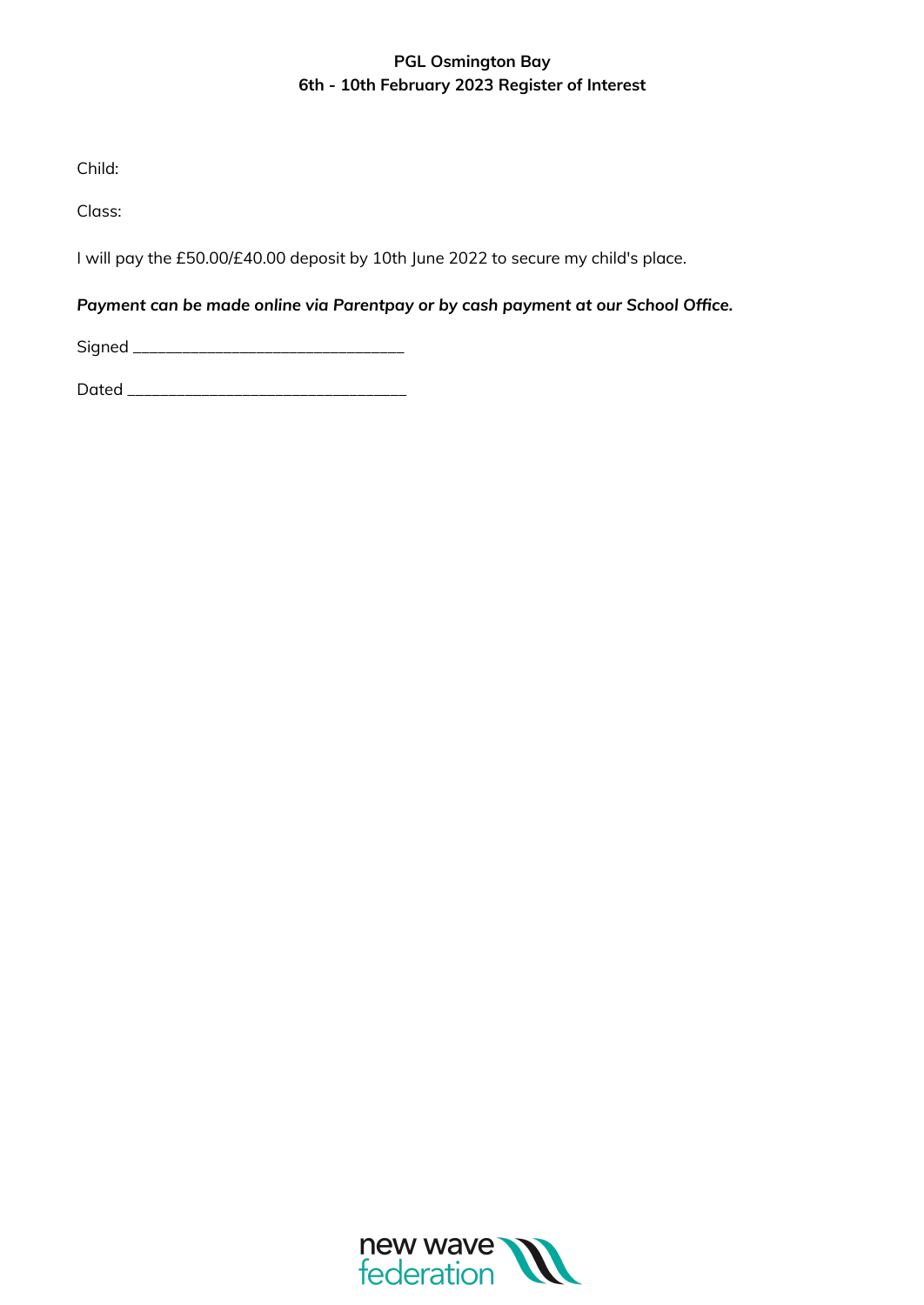**PGL Osmington Bay**
**6th - 10th February 2023 Register of Interest**

Child:

Class:

I will pay the £50.00/£40.00 deposit by 10th June 2022 to secure my child's place.

***Payment can be made online via Parentpay or by cash payment at our School Office.***

Signed ________________________________

Dated _________________________________

new wave federation